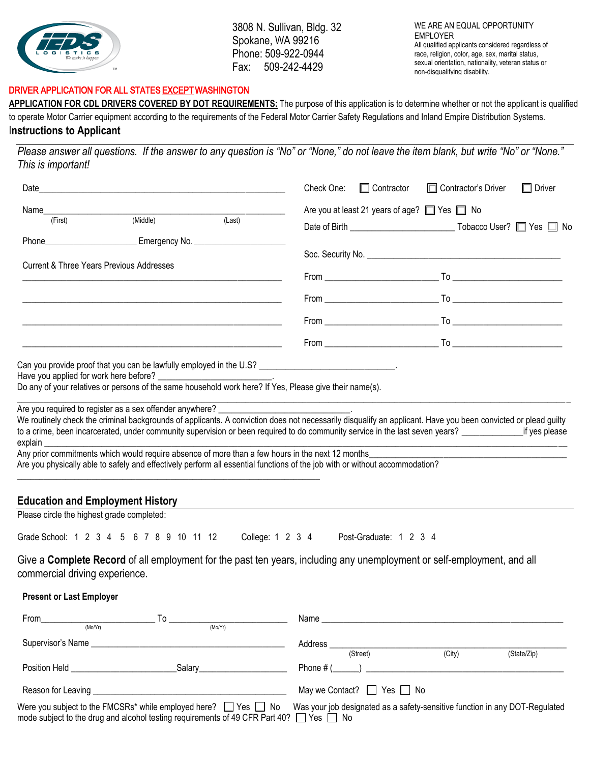3808 N. Sullivan, Bldg. 32
Spokane, WA 99216
Phone: 509-922-0944
Fax: 509-242-4429

WE ARE AN EQUAL OPPORTUNITY EMPLOYER
All qualified applicants considered regardless of race, religion, color, age, sex, marital status, sexual orientation, nationality, veteran status or non-disqualifying disability.

**DRIVER APPLICATION FOR ALL STATES EXCEPT WASHINGTON**

**APPLICATION FOR CDL DRIVERS COVERED BY DOT REQUIREMENTS:** The purpose of this application is to determine whether or not the applicant is qualified to operate Motor Carrier equipment according to the requirements of the Federal Motor Carrier Safety Regulations and Inland Empire Distribution Systems.

## Instructions to Applicant

*Please answer all questions. If the answer to any question is "No" or "None," do not leave the item blank, but write "No" or "None." This is important!*

Date ______________________________

Check One: ☐ Contractor ☐ Contractor's Driver ☐ Driver

Name ______________________________
(First) (Middle) (Last)

Are you at least 21 years of age? ☐ Yes ☐ No

Date of Birth ____________ Tobacco User? ☐ Yes ☐ No

Phone ____________ Emergency No. ____________

Soc. Security No. ____________

Current & Three Years Previous Addresses

______________________________ From ____________ To ____________

______________________________ From ____________ To ____________

______________________________ From ____________ To ____________

______________________________ From ____________ To ____________

Can you provide proof that you can be lawfully employed in the U.S? ____________.

Have you applied for work here before? ____________.

Do any of your relatives or persons of the same household work here? If Yes, Please give their name(s).

______________________________

Are you required to register as a sex offender anywhere? ____________.

We routinely check the criminal backgrounds of applicants. A conviction does not necessarily disqualify an applicant. Have you been convicted or plead guilty to a crime, been incarcerated, under community supervision or been required to do community service in the last seven years? ____________ if yes please explain ______________________________

Any prior commitments which would require absence of more than a few hours in the next 12 months ____________

Are you physically able to safely and effectively perform all essential functions of the job with or without accommodation?

______________________________

## Education and Employment History

Please circle the highest grade completed:

Grade School: 1 2 3 4 5 6 7 8 9 10 11 12 College: 1 2 3 4 Post-Graduate: 1 2 3 4

Give a **Complete Record** of all employment for the past ten years, including any unemployment or self-employment, and all commercial driving experience.

**Present or Last Employer**

From ____________ To ____________
(Mo/Yr) (Mo/Yr)

Name ______________________________

Supervisor's Name ______________________________

Address ______________________________
(Street) (City) (State/Zip)

Position Held ____________ Salary ____________

Phone # (_____) ____________

Reason for Leaving ______________________________

May we Contact? ☐ Yes ☐ No

Were you subject to the FMCSRs* while employed here? ☐ Yes ☐ No

Was your job designated as a safety-sensitive function in any DOT-Regulated mode subject to the drug and alcohol testing requirements of 49 CFR Part 40? ☐ Yes ☐ No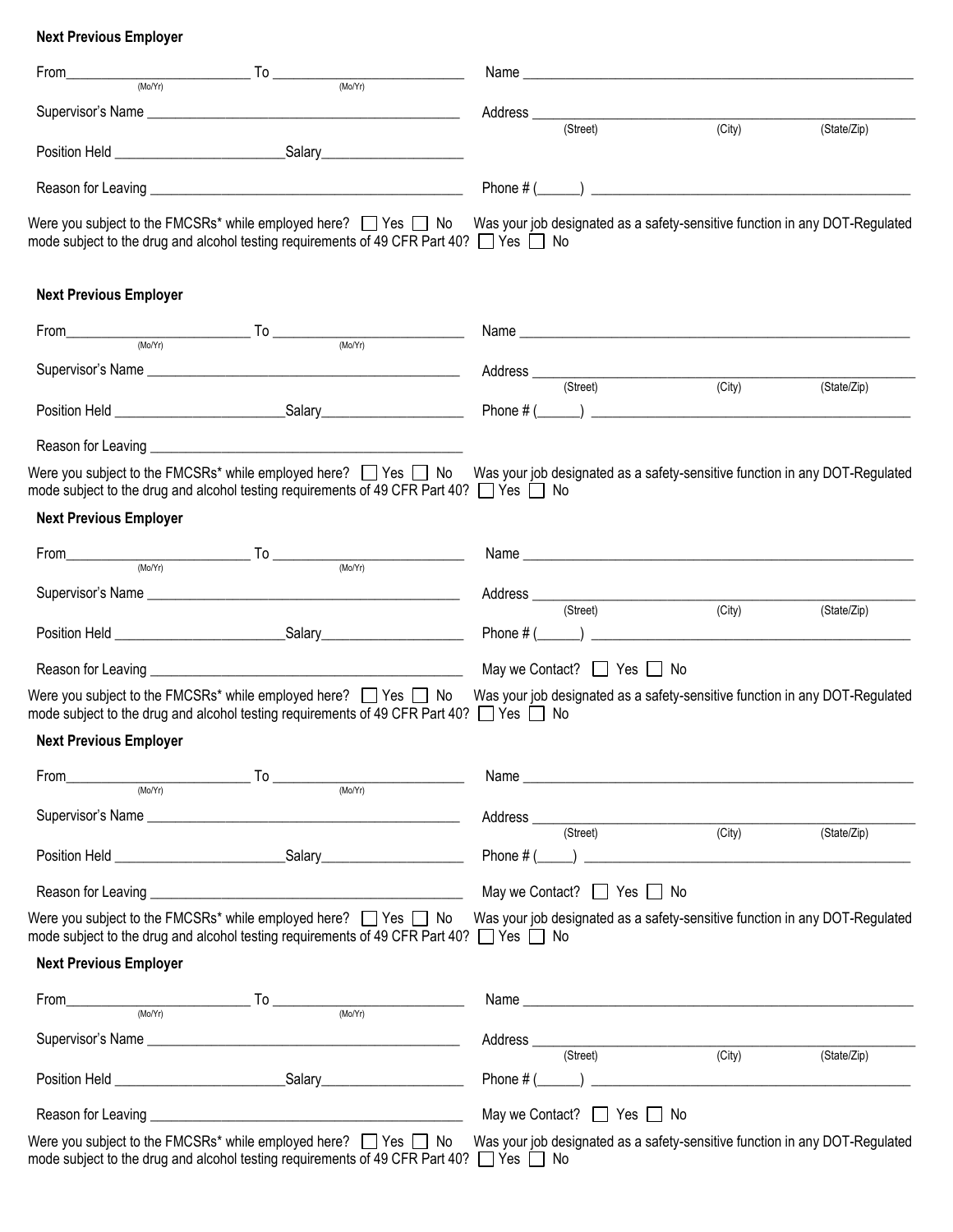**Next Previous Employer**

From\_\_\_\_\_\_\_\_\_\_\_\_\_\_\_\_\_\_\_\_ (Mo/Yr) To \_\_\_\_\_\_\_\_\_\_\_\_\_\_\_\_\_\_\_\_ (Mo/Yr)

Name \_\_\_\_\_\_\_\_\_\_\_\_\_\_\_\_\_\_\_\_\_\_\_\_\_\_\_\_\_\_\_\_\_\_\_\_\_\_\_\_

Supervisor's Name \_\_\_\_\_\_\_\_\_\_\_\_\_\_\_\_\_\_\_\_\_\_\_\_\_\_\_\_\_\_\_\_\_\_\_\_

Address \_\_\_\_\_\_\_\_\_\_\_\_\_\_\_\_\_\_\_\_\_\_\_\_\_\_\_\_\_\_\_\_\_\_\_\_\_\_\_\_
(Street) (City) (State/Zip)

Position Held \_\_\_\_\_\_\_\_\_\_\_\_\_\_\_\_\_\_\_\_ Salary\_\_\_\_\_\_\_\_\_\_\_\_\_\_\_\_

Reason for Leaving \_\_\_\_\_\_\_\_\_\_\_\_\_\_\_\_\_\_\_\_\_\_\_\_\_\_\_\_\_\_\_\_\_\_\_\_

Phone # (\_\_\_\_\_\_) \_\_\_\_\_\_\_\_\_\_\_\_\_\_\_\_\_\_\_\_\_\_\_\_\_\_\_\_\_\_\_\_\_\_\_\_

Were you subject to the FMCSRs* while employed here? ☐ Yes ☐ No Was your job designated as a safety-sensitive function in any DOT-Regulated mode subject to the drug and alcohol testing requirements of 49 CFR Part 40? ☐ Yes ☐ No

**Next Previous Employer**

From\_\_\_\_\_\_\_\_\_\_\_\_\_\_\_\_\_\_\_\_ (Mo/Yr) To \_\_\_\_\_\_\_\_\_\_\_\_\_\_\_\_\_\_\_\_ (Mo/Yr)

Name \_\_\_\_\_\_\_\_\_\_\_\_\_\_\_\_\_\_\_\_\_\_\_\_\_\_\_\_\_\_\_\_\_\_\_\_\_\_\_\_

Supervisor's Name \_\_\_\_\_\_\_\_\_\_\_\_\_\_\_\_\_\_\_\_\_\_\_\_\_\_\_\_\_\_\_\_\_\_\_\_

Address \_\_\_\_\_\_\_\_\_\_\_\_\_\_\_\_\_\_\_\_\_\_\_\_\_\_\_\_\_\_\_\_\_\_\_\_\_\_\_\_
(Street) (City) (State/Zip)

Position Held \_\_\_\_\_\_\_\_\_\_\_\_\_\_\_\_\_\_\_\_ Salary\_\_\_\_\_\_\_\_\_\_\_\_\_\_\_\_

Phone # (\_\_\_\_\_\_) \_\_\_\_\_\_\_\_\_\_\_\_\_\_\_\_\_\_\_\_\_\_\_\_\_\_\_\_\_\_\_\_\_\_\_\_

Reason for Leaving \_\_\_\_\_\_\_\_\_\_\_\_\_\_\_\_\_\_\_\_\_\_\_\_\_\_\_\_\_\_\_\_\_\_\_\_

Were you subject to the FMCSRs* while employed here? ☐ Yes ☐ No Was your job designated as a safety-sensitive function in any DOT-Regulated mode subject to the drug and alcohol testing requirements of 49 CFR Part 40? ☐ Yes ☐ No

**Next Previous Employer**

From\_\_\_\_\_\_\_\_\_\_\_\_\_\_\_\_\_\_\_\_ (Mo/Yr) To \_\_\_\_\_\_\_\_\_\_\_\_\_\_\_\_\_\_\_\_ (Mo/Yr)

Name \_\_\_\_\_\_\_\_\_\_\_\_\_\_\_\_\_\_\_\_\_\_\_\_\_\_\_\_\_\_\_\_\_\_\_\_\_\_\_\_

Supervisor's Name \_\_\_\_\_\_\_\_\_\_\_\_\_\_\_\_\_\_\_\_\_\_\_\_\_\_\_\_\_\_\_\_\_\_\_\_

Address \_\_\_\_\_\_\_\_\_\_\_\_\_\_\_\_\_\_\_\_\_\_\_\_\_\_\_\_\_\_\_\_\_\_\_\_\_\_\_\_
(Street) (City) (State/Zip)

Position Held \_\_\_\_\_\_\_\_\_\_\_\_\_\_\_\_\_\_\_\_ Salary\_\_\_\_\_\_\_\_\_\_\_\_\_\_\_\_

Phone # (\_\_\_\_\_\_) \_\_\_\_\_\_\_\_\_\_\_\_\_\_\_\_\_\_\_\_\_\_\_\_\_\_\_\_\_\_\_\_\_\_\_\_

Reason for Leaving \_\_\_\_\_\_\_\_\_\_\_\_\_\_\_\_\_\_\_\_\_\_\_\_\_\_\_\_\_\_\_\_\_\_\_\_

May we Contact? ☐ Yes ☐ No

Were you subject to the FMCSRs* while employed here? ☐ Yes ☐ No Was your job designated as a safety-sensitive function in any DOT-Regulated mode subject to the drug and alcohol testing requirements of 49 CFR Part 40? ☐ Yes ☐ No

**Next Previous Employer**

From\_\_\_\_\_\_\_\_\_\_\_\_\_\_\_\_\_\_\_\_ (Mo/Yr) To \_\_\_\_\_\_\_\_\_\_\_\_\_\_\_\_\_\_\_\_ (Mo/Yr)

Name \_\_\_\_\_\_\_\_\_\_\_\_\_\_\_\_\_\_\_\_\_\_\_\_\_\_\_\_\_\_\_\_\_\_\_\_\_\_\_\_

Supervisor's Name \_\_\_\_\_\_\_\_\_\_\_\_\_\_\_\_\_\_\_\_\_\_\_\_\_\_\_\_\_\_\_\_\_\_\_\_

Address \_\_\_\_\_\_\_\_\_\_\_\_\_\_\_\_\_\_\_\_\_\_\_\_\_\_\_\_\_\_\_\_\_\_\_\_\_\_\_\_
(Street) (City) (State/Zip)

Position Held \_\_\_\_\_\_\_\_\_\_\_\_\_\_\_\_\_\_\_\_ Salary\_\_\_\_\_\_\_\_\_\_\_\_\_\_\_\_

Phone # (\_\_\_\_\_) \_\_\_\_\_\_\_\_\_\_\_\_\_\_\_\_\_\_\_\_\_\_\_\_\_\_\_\_\_\_\_\_\_\_\_\_

Reason for Leaving \_\_\_\_\_\_\_\_\_\_\_\_\_\_\_\_\_\_\_\_\_\_\_\_\_\_\_\_\_\_\_\_\_\_\_\_

May we Contact? ☐ Yes ☐ No

Were you subject to the FMCSRs* while employed here? ☐ Yes ☐ No Was your job designated as a safety-sensitive function in any DOT-Regulated mode subject to the drug and alcohol testing requirements of 49 CFR Part 40? ☐ Yes ☐ No

**Next Previous Employer**

From\_\_\_\_\_\_\_\_\_\_\_\_\_\_\_\_\_\_\_\_ (Mo/Yr) To \_\_\_\_\_\_\_\_\_\_\_\_\_\_\_\_\_\_\_\_ (Mo/Yr)

Name \_\_\_\_\_\_\_\_\_\_\_\_\_\_\_\_\_\_\_\_\_\_\_\_\_\_\_\_\_\_\_\_\_\_\_\_\_\_\_\_

Supervisor's Name \_\_\_\_\_\_\_\_\_\_\_\_\_\_\_\_\_\_\_\_\_\_\_\_\_\_\_\_\_\_\_\_\_\_\_\_

Address \_\_\_\_\_\_\_\_\_\_\_\_\_\_\_\_\_\_\_\_\_\_\_\_\_\_\_\_\_\_\_\_\_\_\_\_\_\_\_\_
(Street) (City) (State/Zip)

Position Held \_\_\_\_\_\_\_\_\_\_\_\_\_\_\_\_\_\_\_\_ Salary\_\_\_\_\_\_\_\_\_\_\_\_\_\_\_\_

Phone # (\_\_\_\_\_\_) \_\_\_\_\_\_\_\_\_\_\_\_\_\_\_\_\_\_\_\_\_\_\_\_\_\_\_\_\_\_\_\_\_\_\_\_

Reason for Leaving \_\_\_\_\_\_\_\_\_\_\_\_\_\_\_\_\_\_\_\_\_\_\_\_\_\_\_\_\_\_\_\_\_\_\_\_

May we Contact? ☐ Yes ☐ No

Were you subject to the FMCSRs* while employed here? ☐ Yes ☐ No Was your job designated as a safety-sensitive function in any DOT-Regulated mode subject to the drug and alcohol testing requirements of 49 CFR Part 40? ☐ Yes ☐ No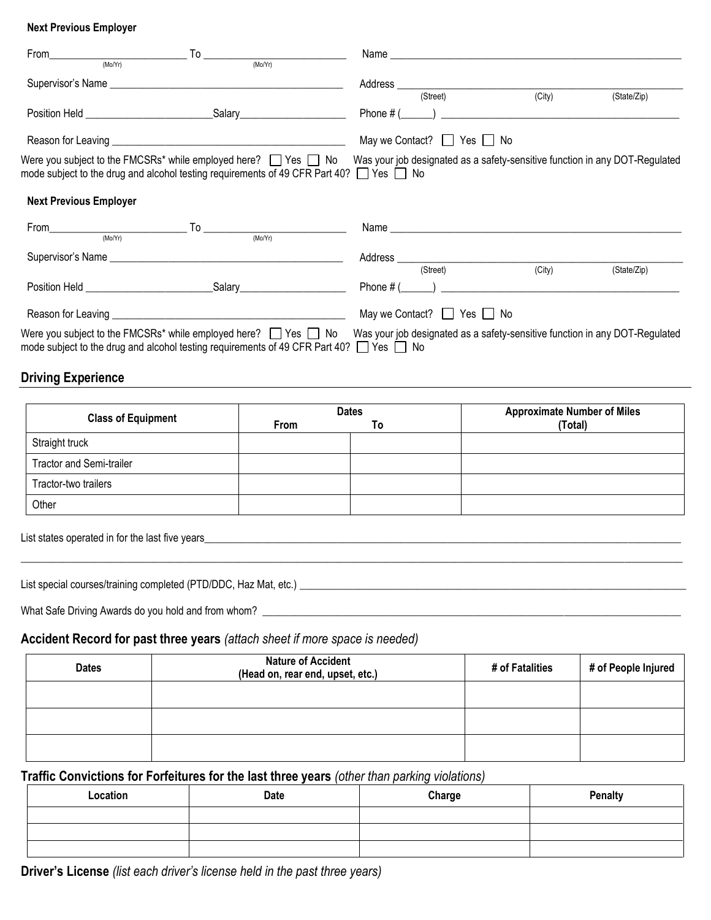**Next Previous Employer**

From________________________ To ________________________ Name ______________________________________________
(Mo/Yr) (Mo/Yr)

Supervisor's Name ______________________________________ Address ______________________________________________
(Street) (City) (State/Zip)

Position Held ______________________Salary__________________ Phone # (______) ______________________________________

Reason for Leaving ______________________________________ May we Contact? ☐ Yes ☐ No

Were you subject to the FMCSRs* while employed here? ☐ Yes ☐ No Was your job designated as a safety-sensitive function in any DOT-Regulated mode subject to the drug and alcohol testing requirements of 49 CFR Part 40? ☐ Yes ☐ No

**Next Previous Employer**

From________________________ To ________________________ Name ______________________________________________
(Mo/Yr) (Mo/Yr)

Supervisor's Name ______________________________________ Address ______________________________________________
(Street) (City) (State/Zip)

Position Held ______________________Salary__________________ Phone # (______) ______________________________________

Reason for Leaving ______________________________________ May we Contact? ☐ Yes ☐ No

Were you subject to the FMCSRs* while employed here? ☐ Yes ☐ No Was your job designated as a safety-sensitive function in any DOT-Regulated mode subject to the drug and alcohol testing requirements of 49 CFR Part 40? ☐ Yes ☐ No

## Driving Experience

| Class of Equipment | Dates | | Approximate Number of Miles (Total) |
|---|---|---|---|
| | From | To | |
| Straight truck | | | |
| Tractor and Semi-trailer | | | |
| Tractor-two trailers | | | |
| Other | | | |

List states operated in for the last five years________________________________________________________________________

__________________________________________________________________________________________________________

List special courses/training completed (PTD/DDC, Haz Mat, etc.) ____________________________________________________

What Safe Driving Awards do you hold and from whom? ______________________________________________________

## Accident Record for past three years *(attach sheet if more space is needed)*

| Dates | Nature of Accident (Head on, rear end, upset, etc.) | # of Fatalities | # of People Injured |
|---|---|---|---|
| | | | |
| | | | |
| | | | |

## Traffic Convictions for Forfeitures for the last three years *(other than parking violations)*

| Location | Date | Charge | Penalty |
|---|---|---|---|
| | | | |
| | | | |
| | | | |

## Driver's License *(list each driver's license held in the past three years)*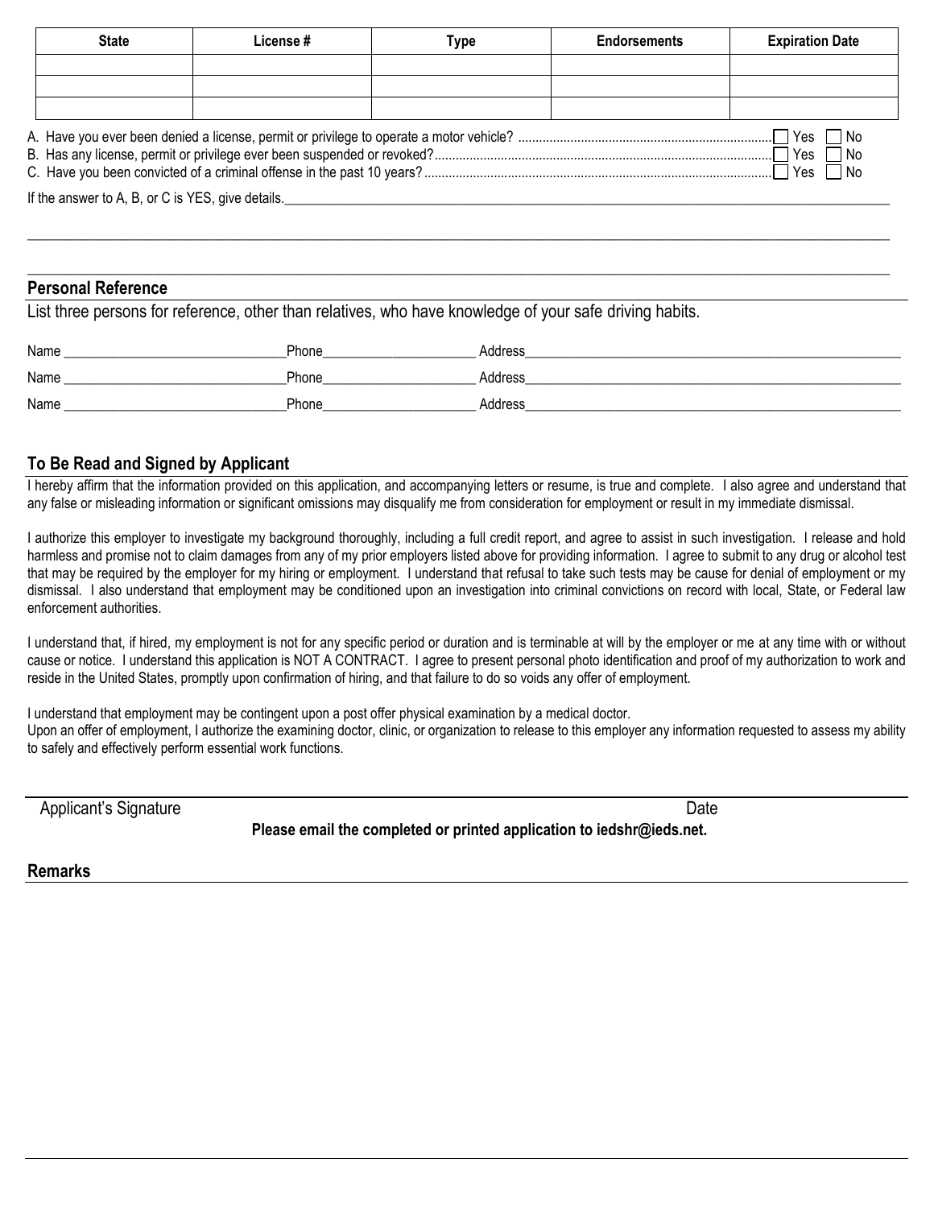| State | License # | Type | Endorsements | Expiration Date |
| --- | --- | --- | --- | --- |
| | | | | |
| | | | | |
| | | | | |

A. Have you ever been denied a license, permit or privilege to operate a motor vehicle? ☐ Yes ☐ No
B. Has any license, permit or privilege ever been suspended or revoked? ☐ Yes ☐ No
C. Have you been convicted of a criminal offense in the past 10 years? ☐ Yes ☐ No

If the answer to A, B, or C is YES, give details.____________________________________________

____________________________________________

____________________________________________

## Personal Reference

List three persons for reference, other than relatives, who have knowledge of your safe driving habits.

Name ______________________ Phone ______________________ Address ______________________

Name ______________________ Phone ______________________ Address ______________________

Name ______________________ Phone ______________________ Address ______________________

## To Be Read and Signed by Applicant

I hereby affirm that the information provided on this application, and accompanying letters or resume, is true and complete. I also agree and understand that any false or misleading information or significant omissions may disqualify me from consideration for employment or result in my immediate dismissal.

I authorize this employer to investigate my background thoroughly, including a full credit report, and agree to assist in such investigation. I release and hold harmless and promise not to claim damages from any of my prior employers listed above for providing information. I agree to submit to any drug or alcohol test that may be required by the employer for my hiring or employment. I understand that refusal to take such tests may be cause for denial of employment or my dismissal. I also understand that employment may be conditioned upon an investigation into criminal convictions on record with local, State, or Federal law enforcement authorities.

I understand that, if hired, my employment is not for any specific period or duration and is terminable at will by the employer or me at any time with or without cause or notice. I understand this application is NOT A CONTRACT. I agree to present personal photo identification and proof of my authorization to work and reside in the United States, promptly upon confirmation of hiring, and that failure to do so voids any offer of employment.

I understand that employment may be contingent upon a post offer physical examination by a medical doctor.
Upon an offer of employment, I authorize the examining doctor, clinic, or organization to release to this employer any information requested to assess my ability to safely and effectively perform essential work functions.

Applicant's Signature Date

**Please email the completed or printed application to iedshr@ieds.net.**

## Remarks